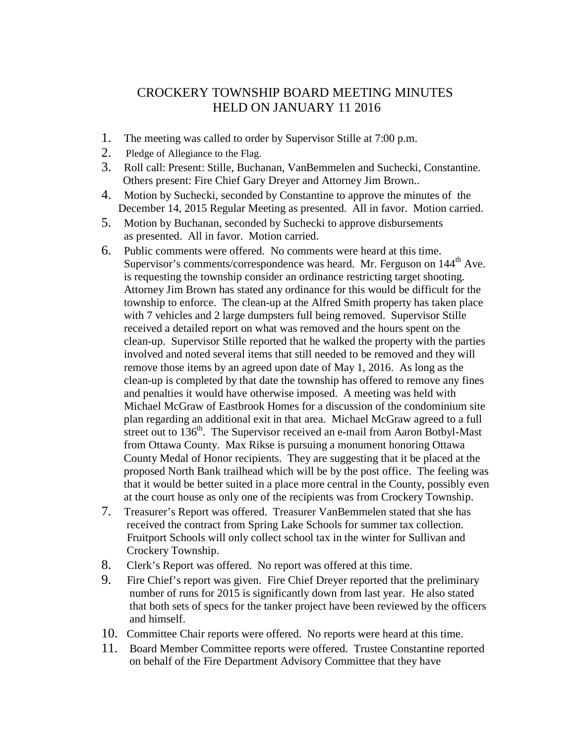# CROCKERY TOWNSHIP BOARD MEETING MINUTES
## HELD ON JANUARY 11 2016

1. The meeting was called to order by Supervisor Stille at 7:00 p.m.
2. Pledge of Allegiance to the Flag.
3. Roll call: Present: Stille, Buchanan, VanBemmelen and Suchecki, Constantine. Others present: Fire Chief Gary Dreyer and Attorney Jim Brown..
4. Motion by Suchecki, seconded by Constantine to approve the minutes of the December 14, 2015 Regular Meeting as presented. All in favor. Motion carried.
5. Motion by Buchanan, seconded by Suchecki to approve disbursements as presented. All in favor. Motion carried.
6. Public comments were offered. No comments were heard at this time. Supervisor's comments/correspondence was heard. Mr. Ferguson on 144th Ave. is requesting the township consider an ordinance restricting target shooting. Attorney Jim Brown has stated any ordinance for this would be difficult for the township to enforce. The clean-up at the Alfred Smith property has taken place with 7 vehicles and 2 large dumpsters full being removed. Supervisor Stille received a detailed report on what was removed and the hours spent on the clean-up. Supervisor Stille reported that he walked the property with the parties involved and noted several items that still needed to be removed and they will remove those items by an agreed upon date of May 1, 2016. As long as the clean-up is completed by that date the township has offered to remove any fines and penalties it would have otherwise imposed. A meeting was held with Michael McGraw of Eastbrook Homes for a discussion of the condominium site plan regarding an additional exit in that area. Michael McGraw agreed to a full street out to 136th. The Supervisor received an e-mail from Aaron Botbyl-Mast from Ottawa County. Max Rikse is pursuing a monument honoring Ottawa County Medal of Honor recipients. They are suggesting that it be placed at the proposed North Bank trailhead which will be by the post office. The feeling was that it would be better suited in a place more central in the County, possibly even at the court house as only one of the recipients was from Crockery Township.
7. Treasurer's Report was offered. Treasurer VanBemmelen stated that she has received the contract from Spring Lake Schools for summer tax collection. Fruitport Schools will only collect school tax in the winter for Sullivan and Crockery Township.
8. Clerk's Report was offered. No report was offered at this time.
9. Fire Chief's report was given. Fire Chief Dreyer reported that the preliminary number of runs for 2015 is significantly down from last year. He also stated that both sets of specs for the tanker project have been reviewed by the officers and himself.
10. Committee Chair reports were offered. No reports were heard at this time.
11. Board Member Committee reports were offered. Trustee Constantine reported on behalf of the Fire Department Advisory Committee that they have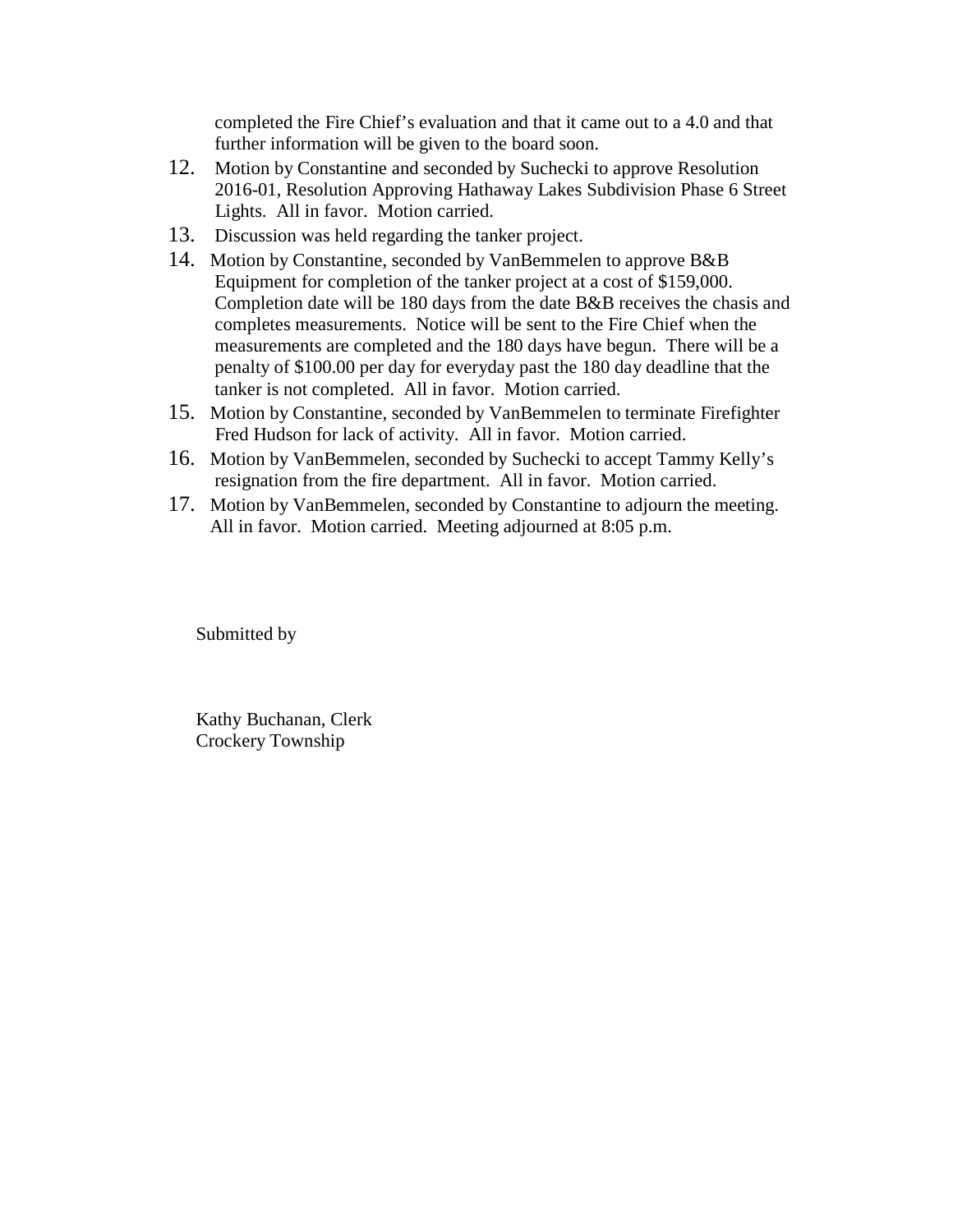completed the Fire Chief's evaluation and that it came out to a 4.0 and that further information will be given to the board soon.

12. Motion by Constantine and seconded by Suchecki to approve Resolution 2016-01, Resolution Approving Hathaway Lakes Subdivision Phase 6 Street Lights. All in favor. Motion carried.
13. Discussion was held regarding the tanker project.
14. Motion by Constantine, seconded by VanBemmelen to approve B&B Equipment for completion of the tanker project at a cost of $159,000. Completion date will be 180 days from the date B&B receives the chasis and completes measurements. Notice will be sent to the Fire Chief when the measurements are completed and the 180 days have begun. There will be a penalty of $100.00 per day for everyday past the 180 day deadline that the tanker is not completed. All in favor. Motion carried.
15. Motion by Constantine, seconded by VanBemmelen to terminate Firefighter Fred Hudson for lack of activity. All in favor. Motion carried.
16. Motion by VanBemmelen, seconded by Suchecki to accept Tammy Kelly's resignation from the fire department. All in favor. Motion carried.
17. Motion by VanBemmelen, seconded by Constantine to adjourn the meeting. All in favor. Motion carried. Meeting adjourned at 8:05 p.m.

Submitted by

Kathy Buchanan, Clerk
Crockery Township